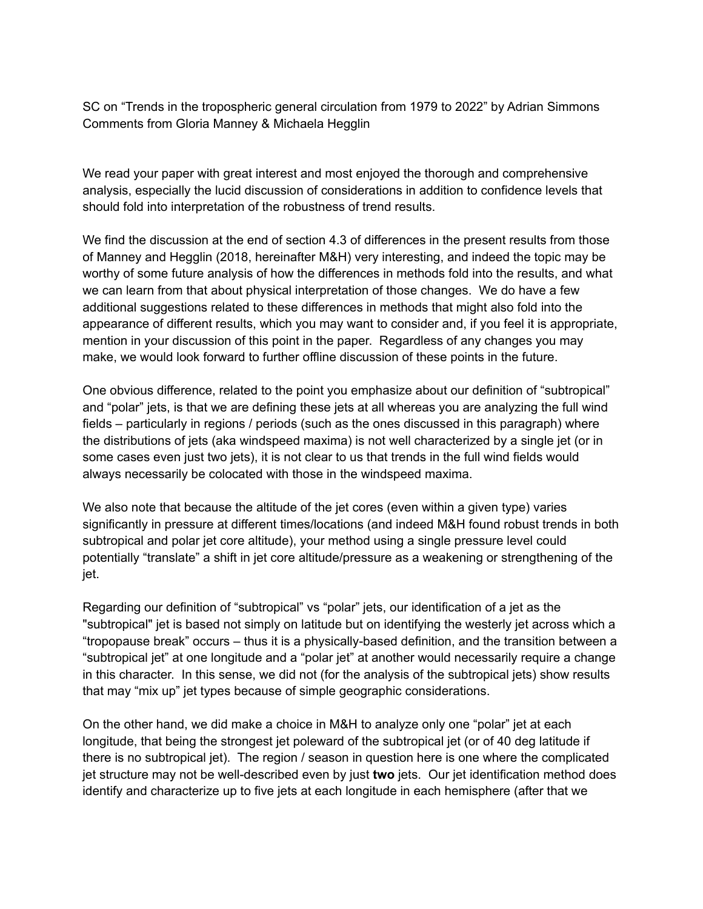SC on “Trends in the tropospheric general circulation from 1979 to 2022” by Adrian Simmons
Comments from Gloria Manney & Michaela Hegglin

We read your paper with great interest and most enjoyed the thorough and comprehensive analysis, especially the lucid discussion of considerations in addition to confidence levels that should fold into interpretation of the robustness of trend results.

We find the discussion at the end of section 4.3 of differences in the present results from those of Manney and Hegglin (2018, hereinafter M&H) very interesting, and indeed the topic may be worthy of some future analysis of how the differences in methods fold into the results, and what we can learn from that about physical interpretation of those changes. We do have a few additional suggestions related to these differences in methods that might also fold into the appearance of different results, which you may want to consider and, if you feel it is appropriate, mention in your discussion of this point in the paper. Regardless of any changes you may make, we would look forward to further offline discussion of these points in the future.

One obvious difference, related to the point you emphasize about our definition of “subtropical” and “polar” jets, is that we are defining these jets at all whereas you are analyzing the full wind fields – particularly in regions / periods (such as the ones discussed in this paragraph) where the distributions of jets (aka windspeed maxima) is not well characterized by a single jet (or in some cases even just two jets), it is not clear to us that trends in the full wind fields would always necessarily be colocated with those in the windspeed maxima.

We also note that because the altitude of the jet cores (even within a given type) varies significantly in pressure at different times/locations (and indeed M&H found robust trends in both subtropical and polar jet core altitude), your method using a single pressure level could potentially “translate” a shift in jet core altitude/pressure as a weakening or strengthening of the jet.

Regarding our definition of “subtropical” vs “polar” jets, our identification of a jet as the "subtropical" jet is based not simply on latitude but on identifying the westerly jet across which a “tropopause break” occurs – thus it is a physically-based definition, and the transition between a “subtropical jet” at one longitude and a “polar jet” at another would necessarily require a change in this character. In this sense, we did not (for the analysis of the subtropical jets) show results that may “mix up” jet types because of simple geographic considerations.

On the other hand, we did make a choice in M&H to analyze only one “polar” jet at each longitude, that being the strongest jet poleward of the subtropical jet (or of 40 deg latitude if there is no subtropical jet). The region / season in question here is one where the complicated jet structure may not be well-described even by just **two** jets. Our jet identification method does identify and characterize up to five jets at each longitude in each hemisphere (after that we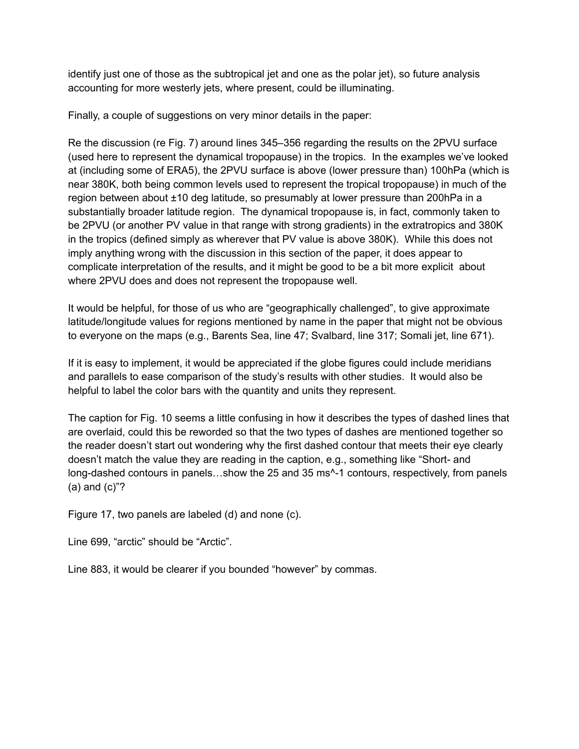identify just one of those as the subtropical jet and one as the polar jet), so future analysis accounting for more westerly jets, where present, could be illuminating.

Finally, a couple of suggestions on very minor details in the paper:

Re the discussion (re Fig. 7) around lines 345–356 regarding the results on the 2PVU surface (used here to represent the dynamical tropopause) in the tropics. In the examples we've looked at (including some of ERA5), the 2PVU surface is above (lower pressure than) 100hPa (which is near 380K, both being common levels used to represent the tropical tropopause) in much of the region between about ±10 deg latitude, so presumably at lower pressure than 200hPa in a substantially broader latitude region. The dynamical tropopause is, in fact, commonly taken to be 2PVU (or another PV value in that range with strong gradients) in the extratropics and 380K in the tropics (defined simply as wherever that PV value is above 380K). While this does not imply anything wrong with the discussion in this section of the paper, it does appear to complicate interpretation of the results, and it might be good to be a bit more explicit about where 2PVU does and does not represent the tropopause well.

It would be helpful, for those of us who are "geographically challenged", to give approximate latitude/longitude values for regions mentioned by name in the paper that might not be obvious to everyone on the maps (e.g., Barents Sea, line 47; Svalbard, line 317; Somali jet, line 671).

If it is easy to implement, it would be appreciated if the globe figures could include meridians and parallels to ease comparison of the study's results with other studies. It would also be helpful to label the color bars with the quantity and units they represent.

The caption for Fig. 10 seems a little confusing in how it describes the types of dashed lines that are overlaid, could this be reworded so that the two types of dashes are mentioned together so the reader doesn't start out wondering why the first dashed contour that meets their eye clearly doesn't match the value they are reading in the caption, e.g., something like "Short- and long-dashed contours in panels…show the 25 and 35 ms^-1 contours, respectively, from panels (a) and (c)"?

Figure 17, two panels are labeled (d) and none (c).

Line 699, "arctic" should be "Arctic".

Line 883, it would be clearer if you bounded "however" by commas.